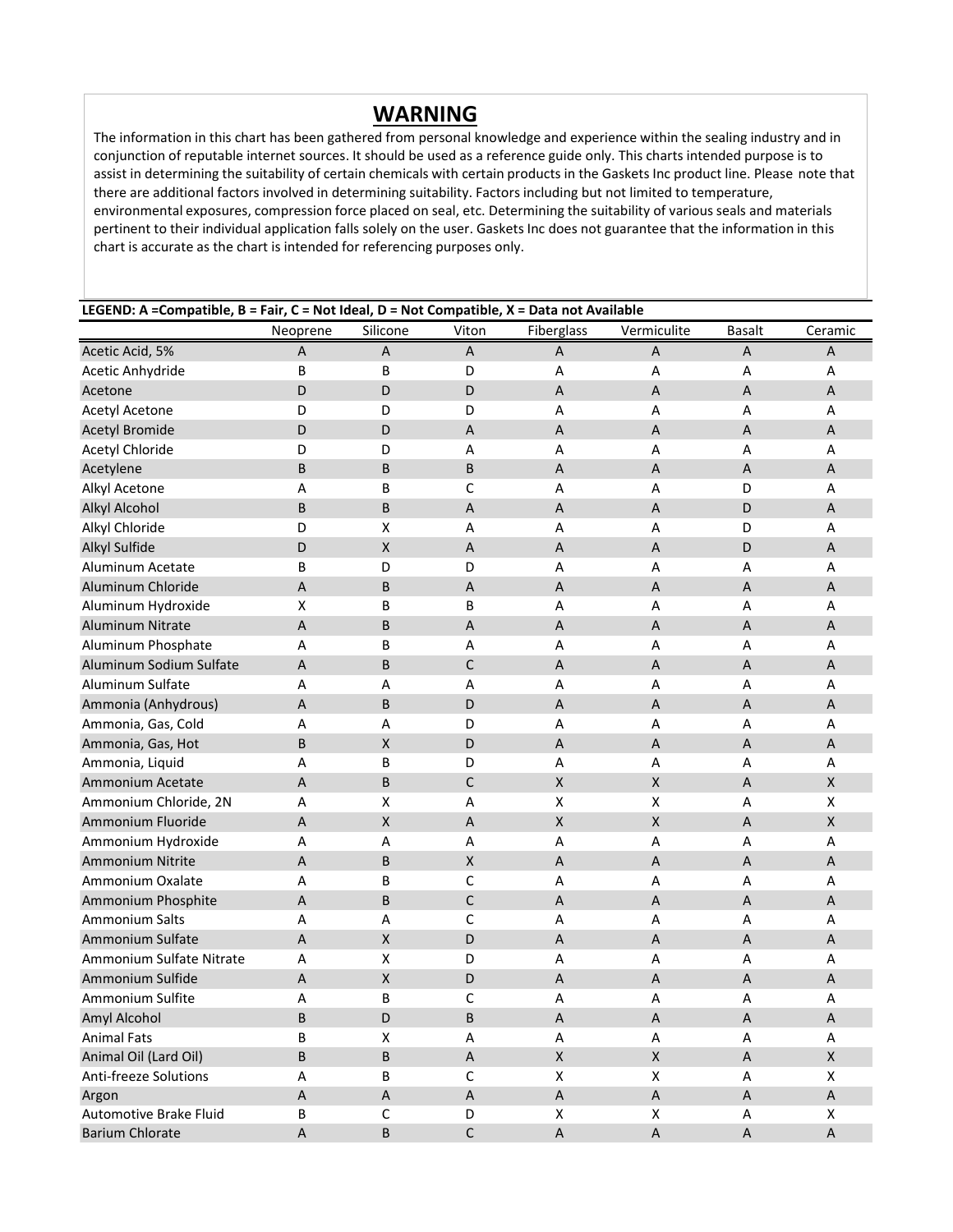## WARNING

The information in this chart has been gathered from personal knowledge and experience within the sealing industry and in conjunction of reputable internet sources. It should be used as a reference guide only. This charts intended purpose is to assist in determining the suitability of certain chemicals with certain products in the Gaskets Inc product line. Please note that there are additional factors involved in determining suitability. Factors including but not limited to temperature, environmental exposures, compression force placed on seal, etc. Determining the suitability of various seals and materials pertinent to their individual application falls solely on the user. Gaskets Inc does not guarantee that the information in this chart is accurate as the chart is intended for referencing purposes only.

**LEGEND: A =Compatible, B = Fair, C = Not Ideal, D = Not Compatible, X = Data not Available**

| | Neoprene | Silicone | Viton | Fiberglass | Vermiculite | Basalt | Ceramic |
|---|---|---|---|---|---|---|---|
| Acetic Acid, 5% | A | A | A | A | A | A | A |
| Acetic Anhydride | B | B | D | A | A | A | A |
| Acetone | D | D | D | A | A | A | A |
| Acetyl Acetone | D | D | D | A | A | A | A |
| Acetyl Bromide | D | D | A | A | A | A | A |
| Acetyl Chloride | D | D | A | A | A | A | A |
| Acetylene | B | B | B | A | A | A | A |
| Alkyl Acetone | A | B | C | A | A | D | A |
| Alkyl Alcohol | B | B | A | A | A | D | A |
| Alkyl Chloride | D | X | A | A | A | D | A |
| Alkyl Sulfide | D | X | A | A | A | D | A |
| Aluminum Acetate | B | D | D | A | A | A | A |
| Aluminum Chloride | A | B | A | A | A | A | A |
| Aluminum Hydroxide | X | B | B | A | A | A | A |
| Aluminum Nitrate | A | B | A | A | A | A | A |
| Aluminum Phosphate | A | B | A | A | A | A | A |
| Aluminum Sodium Sulfate | A | B | C | A | A | A | A |
| Aluminum Sulfate | A | A | A | A | A | A | A |
| Ammonia (Anhydrous) | A | B | D | A | A | A | A |
| Ammonia, Gas, Cold | A | A | D | A | A | A | A |
| Ammonia, Gas, Hot | B | X | D | A | A | A | A |
| Ammonia, Liquid | A | B | D | A | A | A | A |
| Ammonium Acetate | A | B | C | X | X | A | X |
| Ammonium Chloride, 2N | A | X | A | X | X | A | X |
| Ammonium Fluoride | A | X | A | X | X | A | X |
| Ammonium Hydroxide | A | A | A | A | A | A | A |
| Ammonium Nitrite | A | B | X | A | A | A | A |
| Ammonium Oxalate | A | B | C | A | A | A | A |
| Ammonium Phosphite | A | B | C | A | A | A | A |
| Ammonium Salts | A | A | C | A | A | A | A |
| Ammonium Sulfate | A | X | D | A | A | A | A |
| Ammonium Sulfate Nitrate | A | X | D | A | A | A | A |
| Ammonium Sulfide | A | X | D | A | A | A | A |
| Ammonium Sulfite | A | B | C | A | A | A | A |
| Amyl Alcohol | B | D | B | A | A | A | A |
| Animal Fats | B | X | A | A | A | A | A |
| Animal Oil (Lard Oil) | B | B | A | X | X | A | X |
| Anti-freeze Solutions | A | B | C | X | X | A | X |
| Argon | A | A | A | A | A | A | A |
| Automotive Brake Fluid | B | C | D | X | X | A | X |
| Barium Chlorate | A | B | C | A | A | A | A |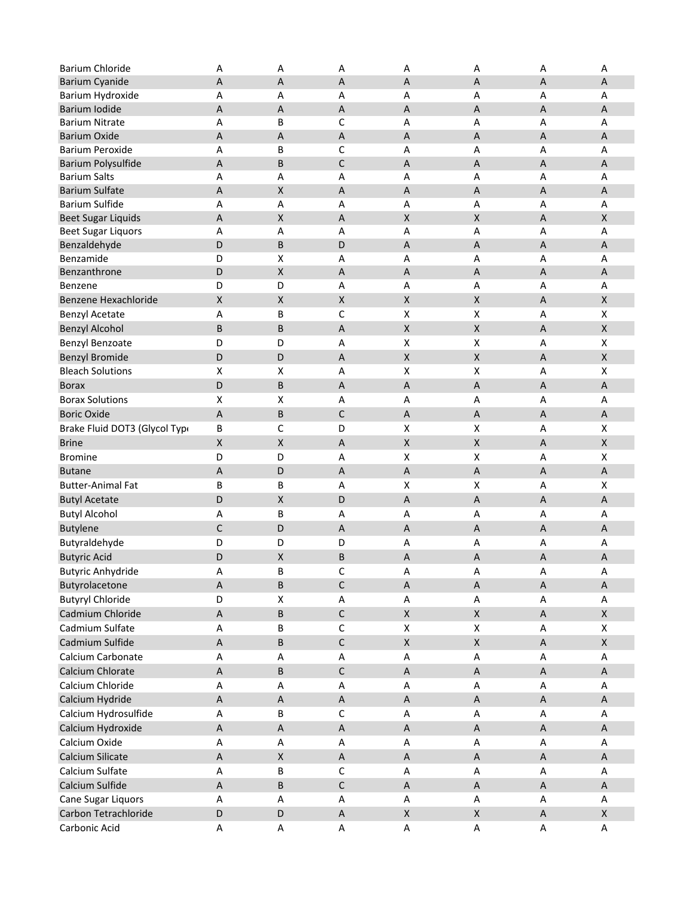| | | | | | | | |
|---|---|---|---|---|---|---|---|
| Barium Chloride | A | A | A | A | A | A | A |
| Barium Cyanide | A | A | A | A | A | A | A |
| Barium Hydroxide | A | A | A | A | A | A | A |
| Barium Iodide | A | A | A | A | A | A | A |
| Barium Nitrate | A | B | C | A | A | A | A |
| Barium Oxide | A | A | A | A | A | A | A |
| Barium Peroxide | A | B | C | A | A | A | A |
| Barium Polysulfide | A | B | C | A | A | A | A |
| Barium Salts | A | A | A | A | A | A | A |
| Barium Sulfate | A | X | A | A | A | A | A |
| Barium Sulfide | A | A | A | A | A | A | A |
| Beet Sugar Liquids | A | X | A | X | X | A | X |
| Beet Sugar Liquors | A | A | A | A | A | A | A |
| Benzaldehyde | D | B | D | A | A | A | A |
| Benzamide | D | X | A | A | A | A | A |
| Benzanthrone | D | X | A | A | A | A | A |
| Benzene | D | D | A | A | A | A | A |
| Benzene Hexachloride | X | X | X | X | X | A | X |
| Benzyl Acetate | A | B | C | X | X | A | X |
| Benzyl Alcohol | B | B | A | X | X | A | X |
| Benzyl Benzoate | D | D | A | X | X | A | X |
| Benzyl Bromide | D | D | A | X | X | A | X |
| Bleach Solutions | X | X | A | X | X | A | X |
| Borax | D | B | A | A | A | A | A |
| Borax Solutions | X | X | A | A | A | A | A |
| Boric Oxide | A | B | C | A | A | A | A |
| Brake Fluid DOT3 (Glycol Typ | B | C | D | X | X | A | X |
| Brine | X | X | A | X | X | A | X |
| Bromine | D | D | A | X | X | A | X |
| Butane | A | D | A | A | A | A | A |
| Butter-Animal Fat | B | B | A | X | X | A | X |
| Butyl Acetate | D | X | D | A | A | A | A |
| Butyl Alcohol | A | B | A | A | A | A | A |
| Butylene | C | D | A | A | A | A | A |
| Butyraldehyde | D | D | D | A | A | A | A |
| Butyric Acid | D | X | B | A | A | A | A |
| Butyric Anhydride | A | B | C | A | A | A | A |
| Butyrolacetone | A | B | C | A | A | A | A |
| Butyryl Chloride | D | X | A | A | A | A | A |
| Cadmium Chloride | A | B | C | X | X | A | X |
| Cadmium Sulfate | A | B | C | X | X | A | X |
| Cadmium Sulfide | A | B | C | X | X | A | X |
| Calcium Carbonate | A | A | A | A | A | A | A |
| Calcium Chlorate | A | B | C | A | A | A | A |
| Calcium Chloride | A | A | A | A | A | A | A |
| Calcium Hydride | A | A | A | A | A | A | A |
| Calcium Hydrosulfide | A | B | C | A | A | A | A |
| Calcium Hydroxide | A | A | A | A | A | A | A |
| Calcium Oxide | A | A | A | A | A | A | A |
| Calcium Silicate | A | X | A | A | A | A | A |
| Calcium Sulfate | A | B | C | A | A | A | A |
| Calcium Sulfide | A | B | C | A | A | A | A |
| Cane Sugar Liquors | A | A | A | A | A | A | A |
| Carbon Tetrachloride | D | D | A | X | X | A | X |
| Carbonic Acid | A | A | A | A | A | A | A |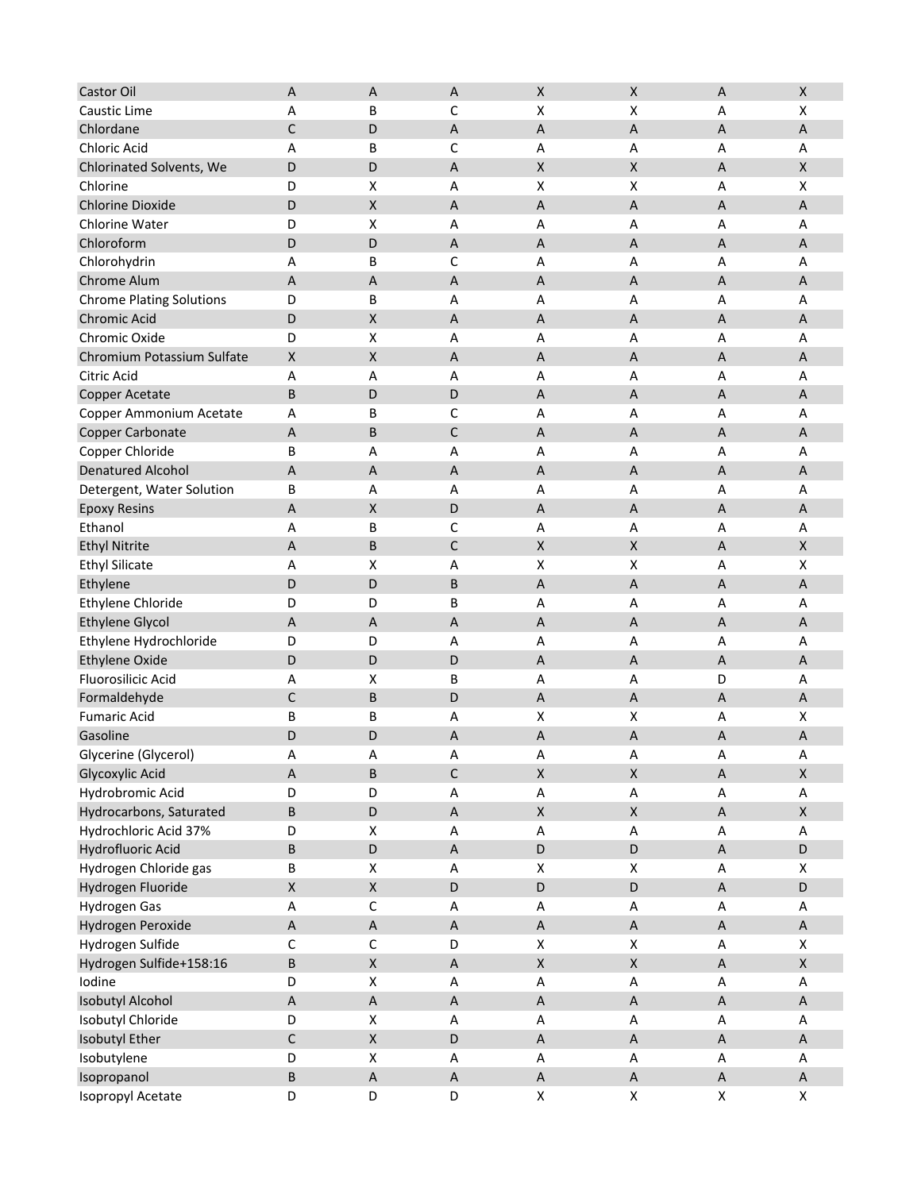| | | | | | | | |
|---|---|---|---|---|---|---|---|
| Castor Oil | A | A | A | X | X | A | X |
| Caustic Lime | A | B | C | X | X | A | X |
| Chlordane | C | D | A | A | A | A | A |
| Chloric Acid | A | B | C | A | A | A | A |
| Chlorinated Solvents, We | D | D | A | X | X | A | X |
| Chlorine | D | X | A | X | X | A | X |
| Chlorine Dioxide | D | X | A | A | A | A | A |
| Chlorine Water | D | X | A | A | A | A | A |
| Chloroform | D | D | A | A | A | A | A |
| Chlorohydrin | A | B | C | A | A | A | A |
| Chrome Alum | A | A | A | A | A | A | A |
| Chrome Plating Solutions | D | B | A | A | A | A | A |
| Chromic Acid | D | X | A | A | A | A | A |
| Chromic Oxide | D | X | A | A | A | A | A |
| Chromium Potassium Sulfate | X | X | A | A | A | A | A |
| Citric Acid | A | A | A | A | A | A | A |
| Copper Acetate | B | D | D | A | A | A | A |
| Copper Ammonium Acetate | A | B | C | A | A | A | A |
| Copper Carbonate | A | B | C | A | A | A | A |
| Copper Chloride | B | A | A | A | A | A | A |
| Denatured Alcohol | A | A | A | A | A | A | A |
| Detergent, Water Solution | B | A | A | A | A | A | A |
| Epoxy Resins | A | X | D | A | A | A | A |
| Ethanol | A | B | C | A | A | A | A |
| Ethyl Nitrite | A | B | C | X | X | A | X |
| Ethyl Silicate | A | X | A | X | X | A | X |
| Ethylene | D | D | B | A | A | A | A |
| Ethylene Chloride | D | D | B | A | A | A | A |
| Ethylene Glycol | A | A | A | A | A | A | A |
| Ethylene Hydrochloride | D | D | A | A | A | A | A |
| Ethylene Oxide | D | D | D | A | A | A | A |
| Fluorosilicic Acid | A | X | B | A | A | D | A |
| Formaldehyde | C | B | D | A | A | A | A |
| Fumaric Acid | B | B | A | X | X | A | X |
| Gasoline | D | D | A | A | A | A | A |
| Glycerine (Glycerol) | A | A | A | A | A | A | A |
| Glycoxylic Acid | A | B | C | X | X | A | X |
| Hydrobromic Acid | D | D | A | A | A | A | A |
| Hydrocarbons, Saturated | B | D | A | X | X | A | X |
| Hydrochloric Acid 37% | D | X | A | A | A | A | A |
| Hydrofluoric Acid | B | D | A | D | D | A | D |
| Hydrogen Chloride gas | B | X | A | X | X | A | X |
| Hydrogen Fluoride | X | X | D | D | D | A | D |
| Hydrogen Gas | A | C | A | A | A | A | A |
| Hydrogen Peroxide | A | A | A | A | A | A | A |
| Hydrogen Sulfide | C | C | D | X | X | A | X |
| Hydrogen Sulfide+158:16 | B | X | A | X | X | A | X |
| Iodine | D | X | A | A | A | A | A |
| Isobutyl Alcohol | A | A | A | A | A | A | A |
| Isobutyl Chloride | D | X | A | A | A | A | A |
| Isobutyl Ether | C | X | D | A | A | A | A |
| Isobutylene | D | X | A | A | A | A | A |
| Isopropanol | B | A | A | A | A | A | A |
| Isopropyl Acetate | D | D | D | X | X | X | X |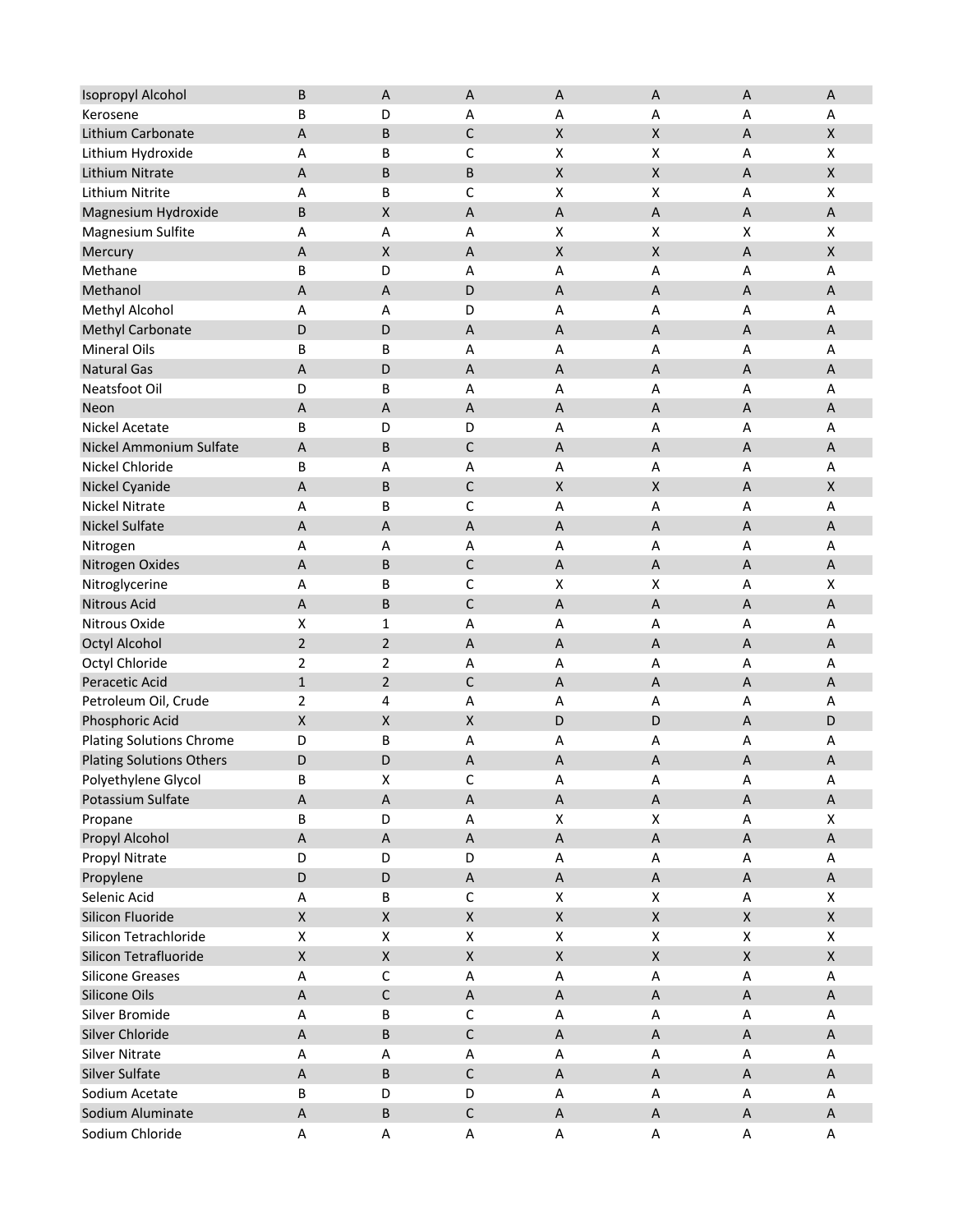| | | | | | | | |
|---|---|---|---|---|---|---|---|
| Isopropyl Alcohol | B | A | A | A | A | A | A |
| Kerosene | B | D | A | A | A | A | A |
| Lithium Carbonate | A | B | C | X | X | A | X |
| Lithium Hydroxide | A | B | C | X | X | A | X |
| Lithium Nitrate | A | B | B | X | X | A | X |
| Lithium Nitrite | A | B | C | X | X | A | X |
| Magnesium Hydroxide | B | X | A | A | A | A | A |
| Magnesium Sulfite | A | A | A | X | X | X | X |
| Mercury | A | X | A | X | X | A | X |
| Methane | B | D | A | A | A | A | A |
| Methanol | A | A | D | A | A | A | A |
| Methyl Alcohol | A | A | D | A | A | A | A |
| Methyl Carbonate | D | D | A | A | A | A | A |
| Mineral Oils | B | B | A | A | A | A | A |
| Natural Gas | A | D | A | A | A | A | A |
| Neatsfoot Oil | D | B | A | A | A | A | A |
| Neon | A | A | A | A | A | A | A |
| Nickel Acetate | B | D | D | A | A | A | A |
| Nickel Ammonium Sulfate | A | B | C | A | A | A | A |
| Nickel Chloride | B | A | A | A | A | A | A |
| Nickel Cyanide | A | B | C | X | X | A | X |
| Nickel Nitrate | A | B | C | A | A | A | A |
| Nickel Sulfate | A | A | A | A | A | A | A |
| Nitrogen | A | A | A | A | A | A | A |
| Nitrogen Oxides | A | B | C | A | A | A | A |
| Nitroglycerine | A | B | C | X | X | A | X |
| Nitrous Acid | A | B | C | A | A | A | A |
| Nitrous Oxide | X | 1 | A | A | A | A | A |
| Octyl Alcohol | 2 | 2 | A | A | A | A | A |
| Octyl Chloride | 2 | 2 | A | A | A | A | A |
| Peracetic Acid | 1 | 2 | C | A | A | A | A |
| Petroleum Oil, Crude | 2 | 4 | A | A | A | A | A |
| Phosphoric Acid | X | X | X | D | D | A | D |
| Plating Solutions Chrome | D | B | A | A | A | A | A |
| Plating Solutions Others | D | D | A | A | A | A | A |
| Polyethylene Glycol | B | X | C | A | A | A | A |
| Potassium Sulfate | A | A | A | A | A | A | A |
| Propane | B | D | A | X | X | A | X |
| Propyl Alcohol | A | A | A | A | A | A | A |
| Propyl Nitrate | D | D | D | A | A | A | A |
| Propylene | D | D | A | A | A | A | A |
| Selenic Acid | A | B | C | X | X | A | X |
| Silicon Fluoride | X | X | X | X | X | X | X |
| Silicon Tetrachloride | X | X | X | X | X | X | X |
| Silicon Tetrafluoride | X | X | X | X | X | X | X |
| Silicone Greases | A | C | A | A | A | A | A |
| Silicone Oils | A | C | A | A | A | A | A |
| Silver Bromide | A | B | C | A | A | A | A |
| Silver Chloride | A | B | C | A | A | A | A |
| Silver Nitrate | A | A | A | A | A | A | A |
| Silver Sulfate | A | B | C | A | A | A | A |
| Sodium Acetate | B | D | D | A | A | A | A |
| Sodium Aluminate | A | B | C | A | A | A | A |
| Sodium Chloride | A | A | A | A | A | A | A |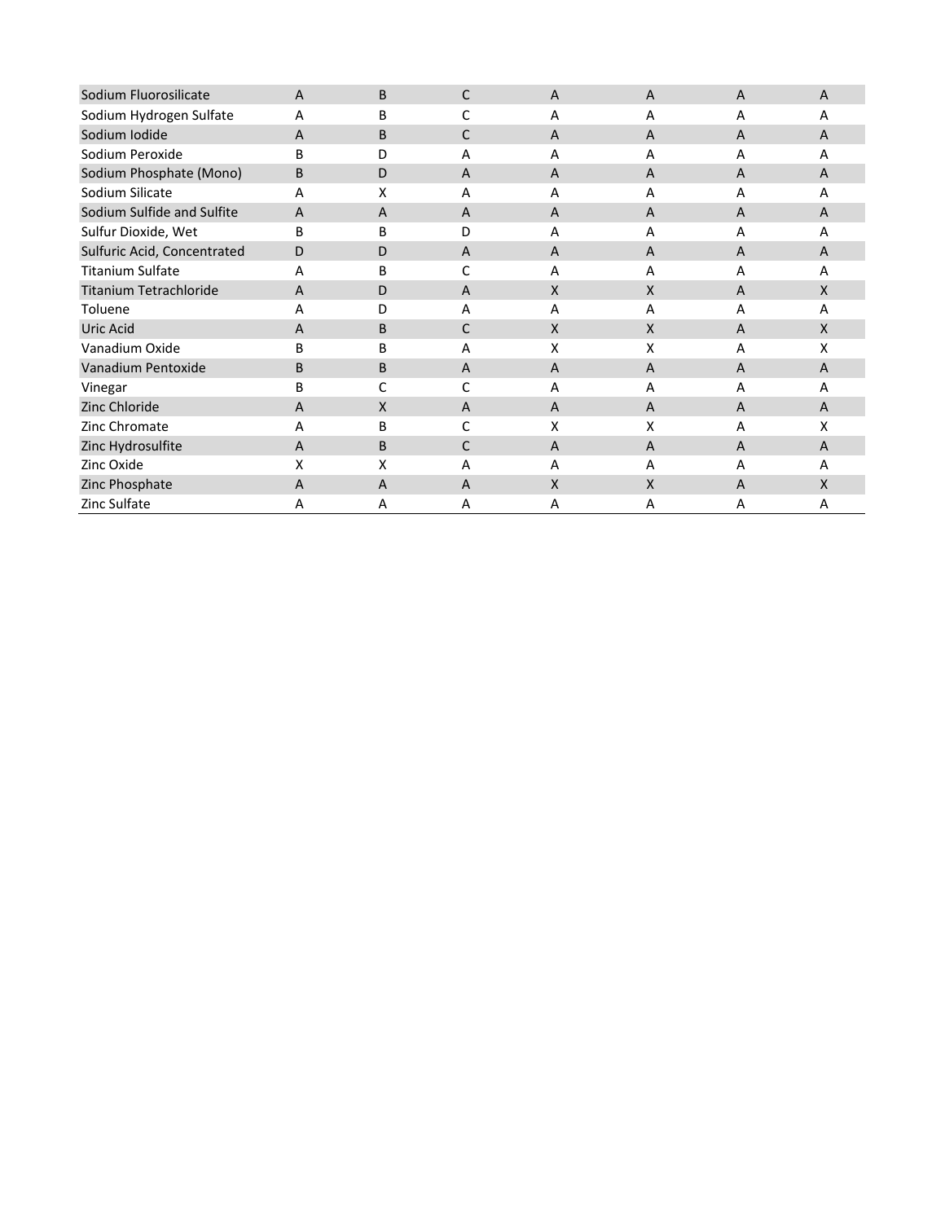| | | | | | | | |
|---|---|---|---|---|---|---|---|
| Sodium Fluorosilicate | A | B | C | A | A | A | A |
| Sodium Hydrogen Sulfate | A | B | C | A | A | A | A |
| Sodium Iodide | A | B | C | A | A | A | A |
| Sodium Peroxide | B | D | A | A | A | A | A |
| Sodium Phosphate (Mono) | B | D | A | A | A | A | A |
| Sodium Silicate | A | X | A | A | A | A | A |
| Sodium Sulfide and Sulfite | A | A | A | A | A | A | A |
| Sulfur Dioxide, Wet | B | B | D | A | A | A | A |
| Sulfuric Acid, Concentrated | D | D | A | A | A | A | A |
| Titanium Sulfate | A | B | C | A | A | A | A |
| Titanium Tetrachloride | A | D | A | X | X | A | X |
| Toluene | A | D | A | A | A | A | A |
| Uric Acid | A | B | C | X | X | A | X |
| Vanadium Oxide | B | B | A | X | X | A | X |
| Vanadium Pentoxide | B | B | A | A | A | A | A |
| Vinegar | B | C | C | A | A | A | A |
| Zinc Chloride | A | X | A | A | A | A | A |
| Zinc Chromate | A | B | C | X | X | A | X |
| Zinc Hydrosulfite | A | B | C | A | A | A | A |
| Zinc Oxide | X | X | A | A | A | A | A |
| Zinc Phosphate | A | A | A | X | X | A | X |
| Zinc Sulfate | A | A | A | A | A | A | A |